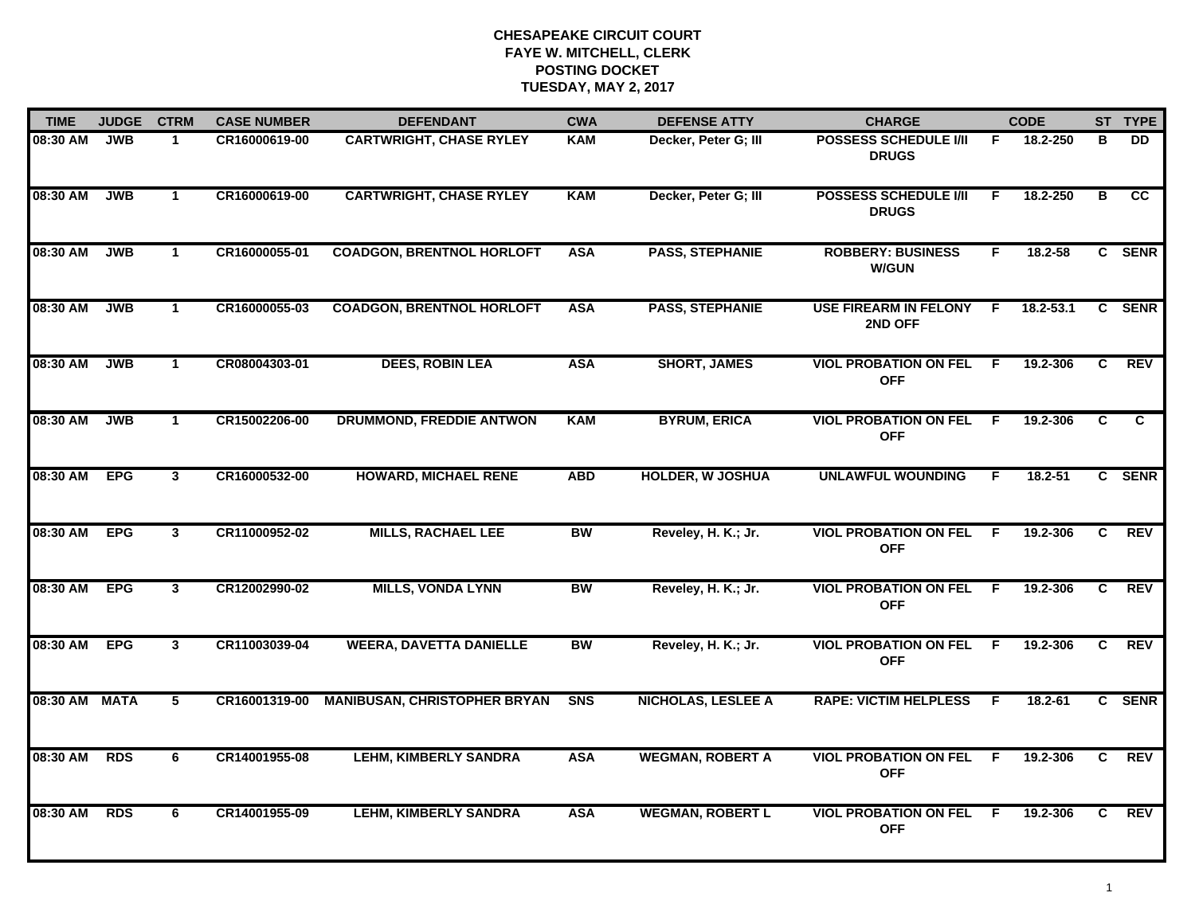**CHESAPEAKE CIRCUIT COURT**
**FAYE W. MITCHELL, CLERK**
**POSTING DOCKET**
**TUESDAY, MAY 2, 2017**

| TIME | JUDGE | CTRM | CASE NUMBER | DEFENDANT | CWA | DEFENSE ATTY | CHARGE | | CODE | ST | TYPE |
|---|---|---|---|---|---|---|---|---|---|---|---|
| 08:30 AM | JWB | 1 | CR16000619-00 | CARTWRIGHT, CHASE RYLEY | KAM | Decker, Peter G; III | POSSESS SCHEDULE I/II DRUGS | F | 18.2-250 | B | DD |
| 08:30 AM | JWB | 1 | CR16000619-00 | CARTWRIGHT, CHASE RYLEY | KAM | Decker, Peter G; III | POSSESS SCHEDULE I/II DRUGS | F | 18.2-250 | B | CC |
| 08:30 AM | JWB | 1 | CR16000055-01 | COADGON, BRENTNOL HORLOFT | ASA | PASS, STEPHANIE | ROBBERY: BUSINESS W/GUN | F | 18.2-58 | C | SENR |
| 08:30 AM | JWB | 1 | CR16000055-03 | COADGON, BRENTNOL HORLOFT | ASA | PASS, STEPHANIE | USE FIREARM IN FELONY 2ND OFF | F | 18.2-53.1 | C | SENR |
| 08:30 AM | JWB | 1 | CR08004303-01 | DEES, ROBIN LEA | ASA | SHORT, JAMES | VIOL PROBATION ON FEL OFF | F | 19.2-306 | C | REV |
| 08:30 AM | JWB | 1 | CR15002206-00 | DRUMMOND, FREDDIE ANTWON | KAM | BYRUM, ERICA | VIOL PROBATION ON FEL OFF | F | 19.2-306 | C | C |
| 08:30 AM | EPG | 3 | CR16000532-00 | HOWARD, MICHAEL RENE | ABD | HOLDER, W JOSHUA | UNLAWFUL WOUNDING | F | 18.2-51 | C | SENR |
| 08:30 AM | EPG | 3 | CR11000952-02 | MILLS, RACHAEL LEE | BW | Reveley, H. K.; Jr. | VIOL PROBATION ON FEL OFF | F | 19.2-306 | C | REV |
| 08:30 AM | EPG | 3 | CR12002990-02 | MILLS, VONDA LYNN | BW | Reveley, H. K.; Jr. | VIOL PROBATION ON FEL OFF | F | 19.2-306 | C | REV |
| 08:30 AM | EPG | 3 | CR11003039-04 | WEERA, DAVETTA DANIELLE | BW | Reveley, H. K.; Jr. | VIOL PROBATION ON FEL OFF | F | 19.2-306 | C | REV |
| 08:30 AM | MATA | 5 | CR16001319-00 | MANIBUSAN, CHRISTOPHER BRYAN | SNS | NICHOLAS, LESLEE A | RAPE: VICTIM HELPLESS | F | 18.2-61 | C | SENR |
| 08:30 AM | RDS | 6 | CR14001955-08 | LEHM, KIMBERLY SANDRA | ASA | WEGMAN, ROBERT A | VIOL PROBATION ON FEL OFF | F | 19.2-306 | C | REV |
| 08:30 AM | RDS | 6 | CR14001955-09 | LEHM, KIMBERLY SANDRA | ASA | WEGMAN, ROBERT L | VIOL PROBATION ON FEL OFF | F | 19.2-306 | C | REV |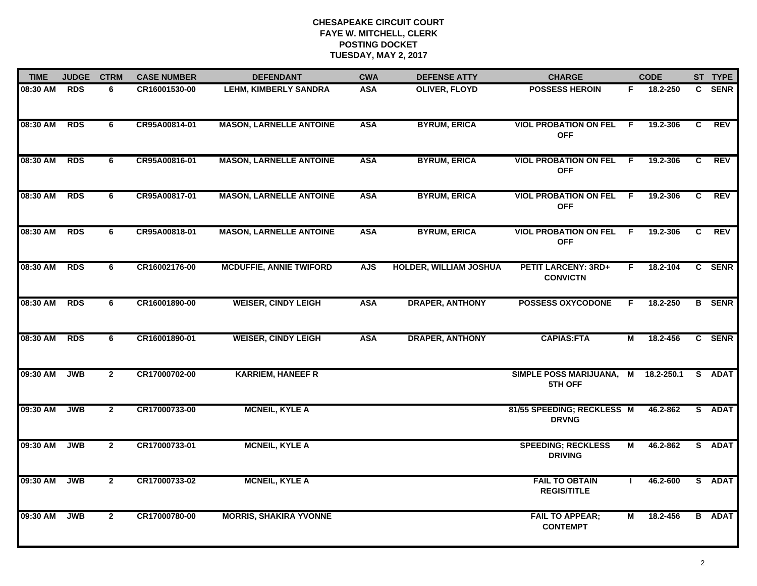**CHESAPEAKE CIRCUIT COURT**
**FAYE W. MITCHELL, CLERK**
**POSTING DOCKET**
**TUESDAY, MAY 2, 2017**

| TIME | JUDGE | CTRM | CASE NUMBER | DEFENDANT | CWA | DEFENSE ATTY | CHARGE | | CODE | ST | TYPE |
|---|---|---|---|---|---|---|---|---|---|---|---|
| 08:30 AM | RDS | 6 | CR16001530-00 | LEHM, KIMBERLY SANDRA | ASA | OLIVER, FLOYD | POSSESS HEROIN | F | 18.2-250 | C | SENR |
| 08:30 AM | RDS | 6 | CR95A00814-01 | MASON, LARNELLE ANTOINE | ASA | BYRUM, ERICA | VIOL PROBATION ON FEL OFF | F | 19.2-306 | C | REV |
| 08:30 AM | RDS | 6 | CR95A00816-01 | MASON, LARNELLE ANTOINE | ASA | BYRUM, ERICA | VIOL PROBATION ON FEL OFF | F | 19.2-306 | C | REV |
| 08:30 AM | RDS | 6 | CR95A00817-01 | MASON, LARNELLE ANTOINE | ASA | BYRUM, ERICA | VIOL PROBATION ON FEL OFF | F | 19.2-306 | C | REV |
| 08:30 AM | RDS | 6 | CR95A00818-01 | MASON, LARNELLE ANTOINE | ASA | BYRUM, ERICA | VIOL PROBATION ON FEL OFF | F | 19.2-306 | C | REV |
| 08:30 AM | RDS | 6 | CR16002176-00 | MCDUFFIE, ANNIE TWIFORD | AJS | HOLDER, WILLIAM JOSHUA | PETIT LARCENY: 3RD+ CONVICTN | F | 18.2-104 | C | SENR |
| 08:30 AM | RDS | 6 | CR16001890-00 | WEISER, CINDY LEIGH | ASA | DRAPER, ANTHONY | POSSESS OXYCODONE | F | 18.2-250 | B | SENR |
| 08:30 AM | RDS | 6 | CR16001890-01 | WEISER, CINDY LEIGH | ASA | DRAPER, ANTHONY | CAPIAS:FTA | M | 18.2-456 | C | SENR |
| 09:30 AM | JWB | 2 | CR17000702-00 | KARRIEM, HANEEF R | | | SIMPLE POSS MARIJUANA, 5TH OFF | M | 18.2-250.1 | S | ADAT |
| 09:30 AM | JWB | 2 | CR17000733-00 | MCNEIL, KYLE A | | | 81/55 SPEEDING; RECKLESS DRVNG | M | 46.2-862 | S | ADAT |
| 09:30 AM | JWB | 2 | CR17000733-01 | MCNEIL, KYLE A | | | SPEEDING; RECKLESS DRIVING | M | 46.2-862 | S | ADAT |
| 09:30 AM | JWB | 2 | CR17000733-02 | MCNEIL, KYLE A | | | FAIL TO OBTAIN REGIS/TITLE | I | 46.2-600 | S | ADAT |
| 09:30 AM | JWB | 2 | CR17000780-00 | MORRIS, SHAKIRA YVONNE | | | FAIL TO APPEAR; CONTEMPT | M | 18.2-456 | B | ADAT |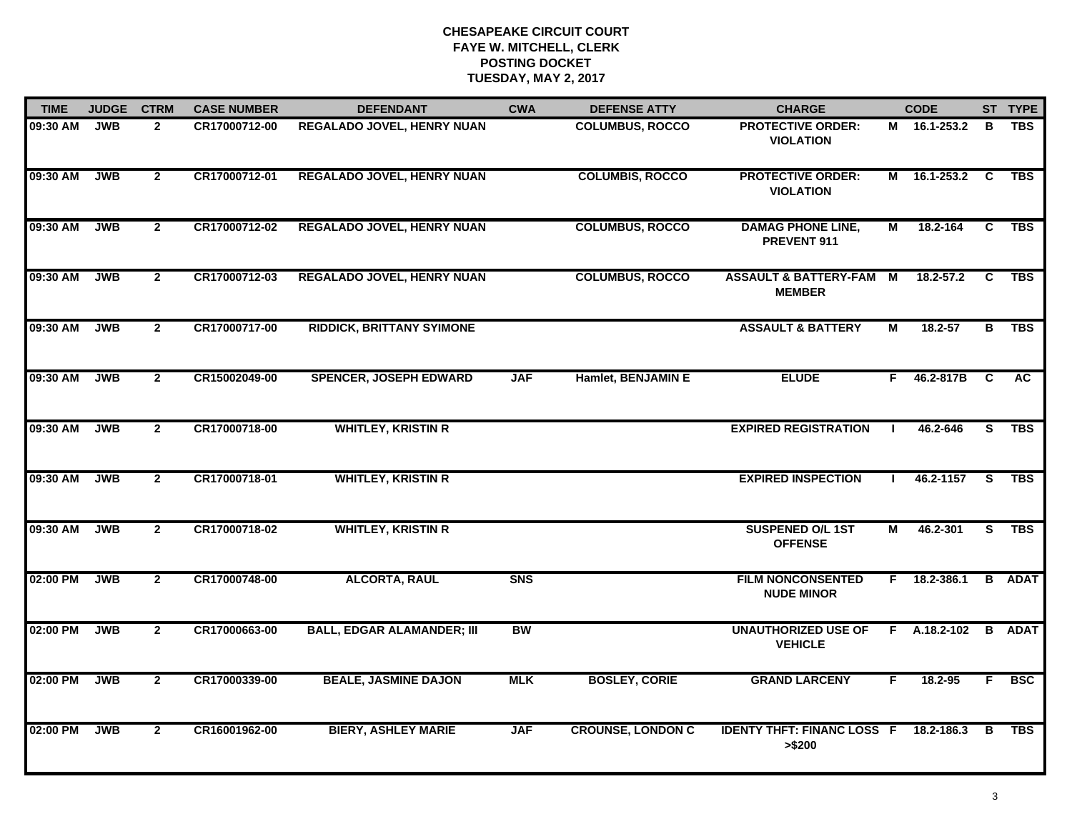# CHESAPEAKE CIRCUIT COURT
## FAYE W. MITCHELL, CLERK
## POSTING DOCKET
## TUESDAY, MAY 2, 2017

| TIME | JUDGE | CTRM | CASE NUMBER | DEFENDANT | CWA | DEFENSE ATTY | CHARGE | | CODE | ST | TYPE |
|---|---|---|---|---|---|---|---|---|---|---|---|
| 09:30 AM | JWB | 2 | CR17000712-00 | REGALADO JOVEL, HENRY NUAN | | COLUMBUS, ROCCO | PROTECTIVE ORDER: VIOLATION | M | 16.1-253.2 | B | TBS |
| 09:30 AM | JWB | 2 | CR17000712-01 | REGALADO JOVEL, HENRY NUAN | | COLUMBIS, ROCCO | PROTECTIVE ORDER: VIOLATION | M | 16.1-253.2 | C | TBS |
| 09:30 AM | JWB | 2 | CR17000712-02 | REGALADO JOVEL, HENRY NUAN | | COLUMBUS, ROCCO | DAMAG PHONE LINE, PREVENT 911 | M | 18.2-164 | C | TBS |
| 09:30 AM | JWB | 2 | CR17000712-03 | REGALADO JOVEL, HENRY NUAN | | COLUMBUS, ROCCO | ASSAULT & BATTERY-FAM MEMBER | M | 18.2-57.2 | C | TBS |
| 09:30 AM | JWB | 2 | CR17000717-00 | RIDDICK, BRITTANY SYIMONE | | | ASSAULT & BATTERY | M | 18.2-57 | B | TBS |
| 09:30 AM | JWB | 2 | CR15002049-00 | SPENCER, JOSEPH EDWARD | JAF | Hamlet, BENJAMIN E | ELUDE | F | 46.2-817B | C | AC |
| 09:30 AM | JWB | 2 | CR17000718-00 | WHITLEY, KRISTIN R | | | EXPIRED REGISTRATION | I | 46.2-646 | S | TBS |
| 09:30 AM | JWB | 2 | CR17000718-01 | WHITLEY, KRISTIN R | | | EXPIRED INSPECTION | I | 46.2-1157 | S | TBS |
| 09:30 AM | JWB | 2 | CR17000718-02 | WHITLEY, KRISTIN R | | | SUSPENED O/L 1ST OFFENSE | M | 46.2-301 | S | TBS |
| 02:00 PM | JWB | 2 | CR17000748-00 | ALCORTA, RAUL | SNS | | FILM NONCONSENTED NUDE MINOR | F | 18.2-386.1 | B | ADAT |
| 02:00 PM | JWB | 2 | CR17000663-00 | BALL, EDGAR ALAMANDER; III | BW | | UNAUTHORIZED USE OF VEHICLE | F | A.18.2-102 | B | ADAT |
| 02:00 PM | JWB | 2 | CR17000339-00 | BEALE, JASMINE DAJON | MLK | BOSLEY, CORIE | GRAND LARCENY | F | 18.2-95 | F | BSC |
| 02:00 PM | JWB | 2 | CR16001962-00 | BIERY, ASHLEY MARIE | JAF | CROUNSE, LONDON C | IDENTY THFT: FINANC LOSS >$200 | F | 18.2-186.3 | B | TBS |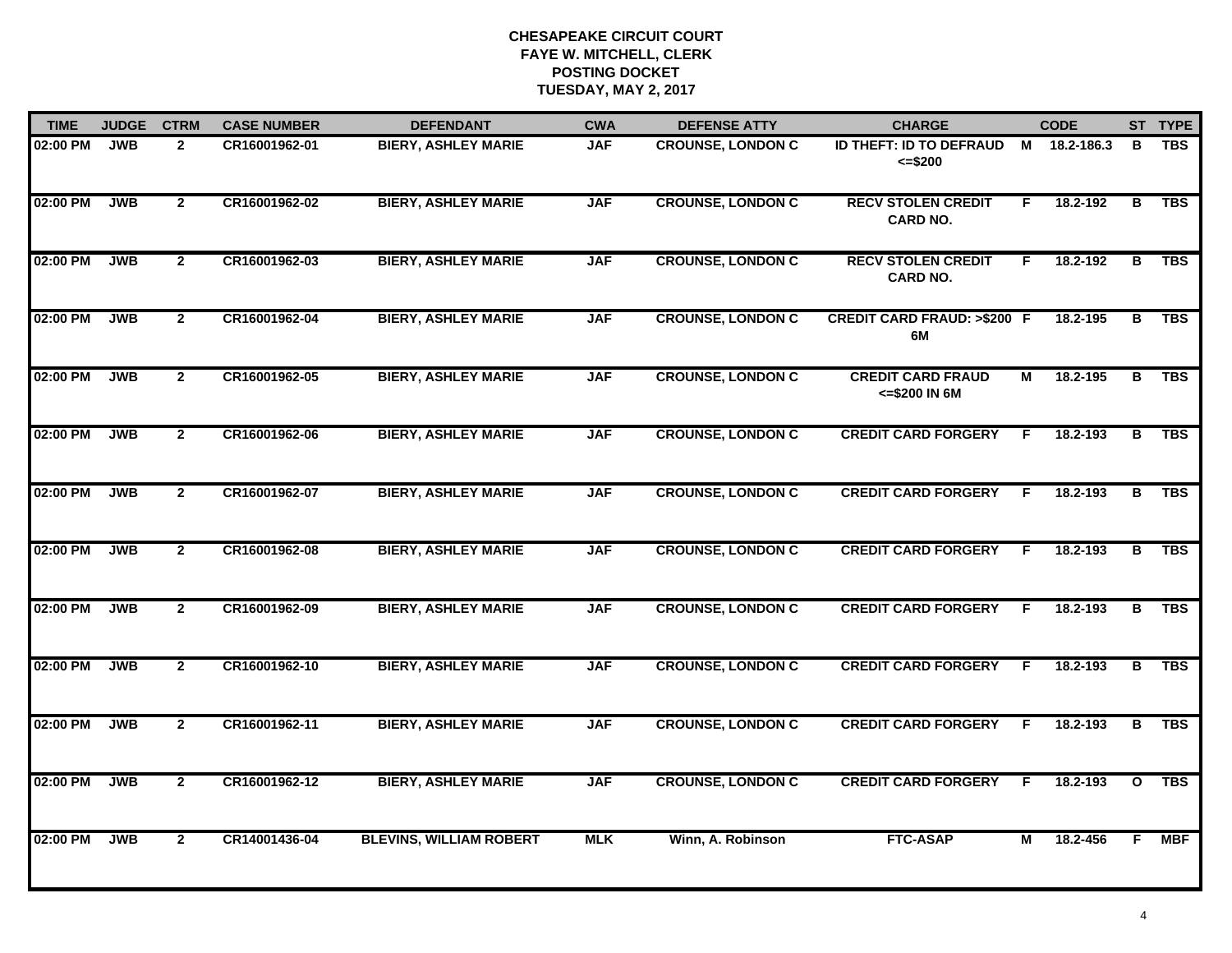**CHESAPEAKE CIRCUIT COURT**
**FAYE W. MITCHELL, CLERK**
**POSTING DOCKET**
**TUESDAY, MAY 2, 2017**

| TIME | JUDGE | CTRM | CASE NUMBER | DEFENDANT | CWA | DEFENSE ATTY | CHARGE | | CODE | ST | TYPE |
|---|---|---|---|---|---|---|---|---|---|---|---|
| 02:00 PM | JWB | 2 | CR16001962-01 | BIERY, ASHLEY MARIE | JAF | CROUNSE, LONDON C | ID THEFT: ID TO DEFRAUD <=$200 | M | 18.2-186.3 | B | TBS |
| 02:00 PM | JWB | 2 | CR16001962-02 | BIERY, ASHLEY MARIE | JAF | CROUNSE, LONDON C | RECV STOLEN CREDIT CARD NO. | F | 18.2-192 | B | TBS |
| 02:00 PM | JWB | 2 | CR16001962-03 | BIERY, ASHLEY MARIE | JAF | CROUNSE, LONDON C | RECV STOLEN CREDIT CARD NO. | F | 18.2-192 | B | TBS |
| 02:00 PM | JWB | 2 | CR16001962-04 | BIERY, ASHLEY MARIE | JAF | CROUNSE, LONDON C | CREDIT CARD FRAUD: >$200 6M | F | 18.2-195 | B | TBS |
| 02:00 PM | JWB | 2 | CR16001962-05 | BIERY, ASHLEY MARIE | JAF | CROUNSE, LONDON C | CREDIT CARD FRAUD <=$200 IN 6M | M | 18.2-195 | B | TBS |
| 02:00 PM | JWB | 2 | CR16001962-06 | BIERY, ASHLEY MARIE | JAF | CROUNSE, LONDON C | CREDIT CARD FORGERY | F | 18.2-193 | B | TBS |
| 02:00 PM | JWB | 2 | CR16001962-07 | BIERY, ASHLEY MARIE | JAF | CROUNSE, LONDON C | CREDIT CARD FORGERY | F | 18.2-193 | B | TBS |
| 02:00 PM | JWB | 2 | CR16001962-08 | BIERY, ASHLEY MARIE | JAF | CROUNSE, LONDON C | CREDIT CARD FORGERY | F | 18.2-193 | B | TBS |
| 02:00 PM | JWB | 2 | CR16001962-09 | BIERY, ASHLEY MARIE | JAF | CROUNSE, LONDON C | CREDIT CARD FORGERY | F | 18.2-193 | B | TBS |
| 02:00 PM | JWB | 2 | CR16001962-10 | BIERY, ASHLEY MARIE | JAF | CROUNSE, LONDON C | CREDIT CARD FORGERY | F | 18.2-193 | B | TBS |
| 02:00 PM | JWB | 2 | CR16001962-11 | BIERY, ASHLEY MARIE | JAF | CROUNSE, LONDON C | CREDIT CARD FORGERY | F | 18.2-193 | B | TBS |
| 02:00 PM | JWB | 2 | CR16001962-12 | BIERY, ASHLEY MARIE | JAF | CROUNSE, LONDON C | CREDIT CARD FORGERY | F | 18.2-193 | O | TBS |
| 02:00 PM | JWB | 2 | CR14001436-04 | BLEVINS, WILLIAM ROBERT | MLK | Winn, A. Robinson | FTC-ASAP | M | 18.2-456 | F | MBF |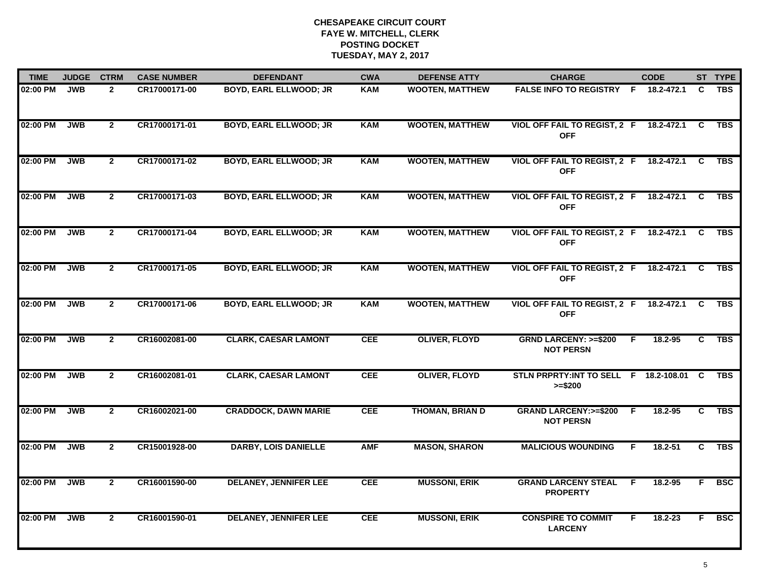# CHESAPEAKE CIRCUIT COURT
## FAYE W. MITCHELL, CLERK
## POSTING DOCKET
## TUESDAY, MAY 2, 2017

| TIME | JUDGE | CTRM | CASE NUMBER | DEFENDANT | CWA | DEFENSE ATTY | CHARGE | | CODE | ST | TYPE |
|---|---|---|---|---|---|---|---|---|---|---|---|
| 02:00 PM | JWB | 2 | CR17000171-00 | BOYD, EARL ELLWOOD; JR | KAM | WOOTEN, MATTHEW | FALSE INFO TO REGISTRY | F | 18.2-472.1 | C | TBS |
| 02:00 PM | JWB | 2 | CR17000171-01 | BOYD, EARL ELLWOOD; JR | KAM | WOOTEN, MATTHEW | VIOL OFF FAIL TO REGIST, 2 OFF | F | 18.2-472.1 | C | TBS |
| 02:00 PM | JWB | 2 | CR17000171-02 | BOYD, EARL ELLWOOD; JR | KAM | WOOTEN, MATTHEW | VIOL OFF FAIL TO REGIST, 2 OFF | F | 18.2-472.1 | C | TBS |
| 02:00 PM | JWB | 2 | CR17000171-03 | BOYD, EARL ELLWOOD; JR | KAM | WOOTEN, MATTHEW | VIOL OFF FAIL TO REGIST, 2 OFF | F | 18.2-472.1 | C | TBS |
| 02:00 PM | JWB | 2 | CR17000171-04 | BOYD, EARL ELLWOOD; JR | KAM | WOOTEN, MATTHEW | VIOL OFF FAIL TO REGIST, 2 OFF | F | 18.2-472.1 | C | TBS |
| 02:00 PM | JWB | 2 | CR17000171-05 | BOYD, EARL ELLWOOD; JR | KAM | WOOTEN, MATTHEW | VIOL OFF FAIL TO REGIST, 2 OFF | F | 18.2-472.1 | C | TBS |
| 02:00 PM | JWB | 2 | CR17000171-06 | BOYD, EARL ELLWOOD; JR | KAM | WOOTEN, MATTHEW | VIOL OFF FAIL TO REGIST, 2 OFF | F | 18.2-472.1 | C | TBS |
| 02:00 PM | JWB | 2 | CR16002081-00 | CLARK, CAESAR LAMONT | CEE | OLIVER, FLOYD | GRND LARCENY: >=$200 NOT PERSN | F | 18.2-95 | C | TBS |
| 02:00 PM | JWB | 2 | CR16002081-01 | CLARK, CAESAR LAMONT | CEE | OLIVER, FLOYD | STLN PRPRTY:INT TO SELL >=$200 | F | 18.2-108.01 | C | TBS |
| 02:00 PM | JWB | 2 | CR16002021-00 | CRADDOCK, DAWN MARIE | CEE | THOMAN, BRIAN D | GRAND LARCENY:>=$200 NOT PERSN | F | 18.2-95 | C | TBS |
| 02:00 PM | JWB | 2 | CR15001928-00 | DARBY, LOIS DANIELLE | AMF | MASON, SHARON | MALICIOUS WOUNDING | F | 18.2-51 | C | TBS |
| 02:00 PM | JWB | 2 | CR16001590-00 | DELANEY, JENNIFER LEE | CEE | MUSSONI, ERIK | GRAND LARCENY STEAL PROPERTY | F | 18.2-95 | F | BSC |
| 02:00 PM | JWB | 2 | CR16001590-01 | DELANEY, JENNIFER LEE | CEE | MUSSONI, ERIK | CONSPIRE TO COMMIT LARCENY | F | 18.2-23 | F | BSC |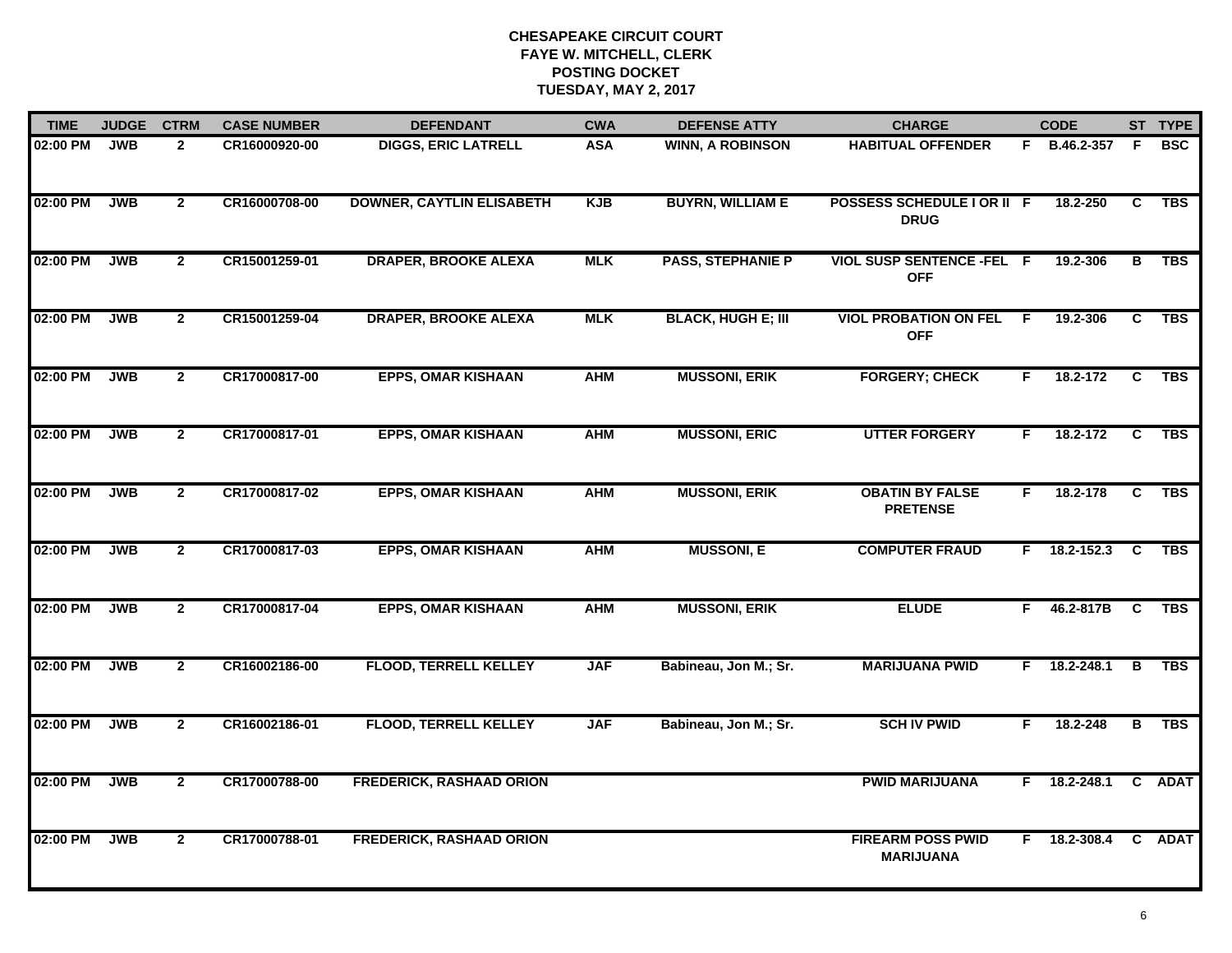**CHESAPEAKE CIRCUIT COURT**
**FAYE W. MITCHELL, CLERK**
**POSTING DOCKET**
**TUESDAY, MAY 2, 2017**

| TIME | JUDGE | CTRM | CASE NUMBER | DEFENDANT | CWA | DEFENSE ATTY | CHARGE | | CODE | ST | TYPE |
|---|---|---|---|---|---|---|---|---|---|---|---|
| 02:00 PM | JWB | 2 | CR16000920-00 | DIGGS, ERIC LATRELL | ASA | WINN, A ROBINSON | HABITUAL OFFENDER | F | B.46.2-357 | F | BSC |
| 02:00 PM | JWB | 2 | CR16000708-00 | DOWNER, CAYTLIN ELISABETH | KJB | BUYRN, WILLIAM E | POSSESS SCHEDULE I OR II DRUG | F | 18.2-250 | C | TBS |
| 02:00 PM | JWB | 2 | CR15001259-01 | DRAPER, BROOKE ALEXA | MLK | PASS, STEPHANIE P | VIOL SUSP SENTENCE -FEL OFF | F | 19.2-306 | B | TBS |
| 02:00 PM | JWB | 2 | CR15001259-04 | DRAPER, BROOKE ALEXA | MLK | BLACK, HUGH E; III | VIOL PROBATION ON FEL OFF | F | 19.2-306 | C | TBS |
| 02:00 PM | JWB | 2 | CR17000817-00 | EPPS, OMAR KISHAAN | AHM | MUSSONI, ERIK | FORGERY; CHECK | F | 18.2-172 | C | TBS |
| 02:00 PM | JWB | 2 | CR17000817-01 | EPPS, OMAR KISHAAN | AHM | MUSSONI, ERIC | UTTER FORGERY | F | 18.2-172 | C | TBS |
| 02:00 PM | JWB | 2 | CR17000817-02 | EPPS, OMAR KISHAAN | AHM | MUSSONI, ERIK | OBATIN BY FALSE PRETENSE | F | 18.2-178 | C | TBS |
| 02:00 PM | JWB | 2 | CR17000817-03 | EPPS, OMAR KISHAAN | AHM | MUSSONI, E | COMPUTER FRAUD | F | 18.2-152.3 | C | TBS |
| 02:00 PM | JWB | 2 | CR17000817-04 | EPPS, OMAR KISHAAN | AHM | MUSSONI, ERIK | ELUDE | F | 46.2-817B | C | TBS |
| 02:00 PM | JWB | 2 | CR16002186-00 | FLOOD, TERRELL KELLEY | JAF | Babineau, Jon M.; Sr. | MARIJUANA PWID | F | 18.2-248.1 | B | TBS |
| 02:00 PM | JWB | 2 | CR16002186-01 | FLOOD, TERRELL KELLEY | JAF | Babineau, Jon M.; Sr. | SCH IV PWID | F | 18.2-248 | B | TBS |
| 02:00 PM | JWB | 2 | CR17000788-00 | FREDERICK, RASHAAD ORION | | | PWID MARIJUANA | F | 18.2-248.1 | C | ADAT |
| 02:00 PM | JWB | 2 | CR17000788-01 | FREDERICK, RASHAAD ORION | | | FIREARM POSS PWID MARIJUANA | F | 18.2-308.4 | C | ADAT |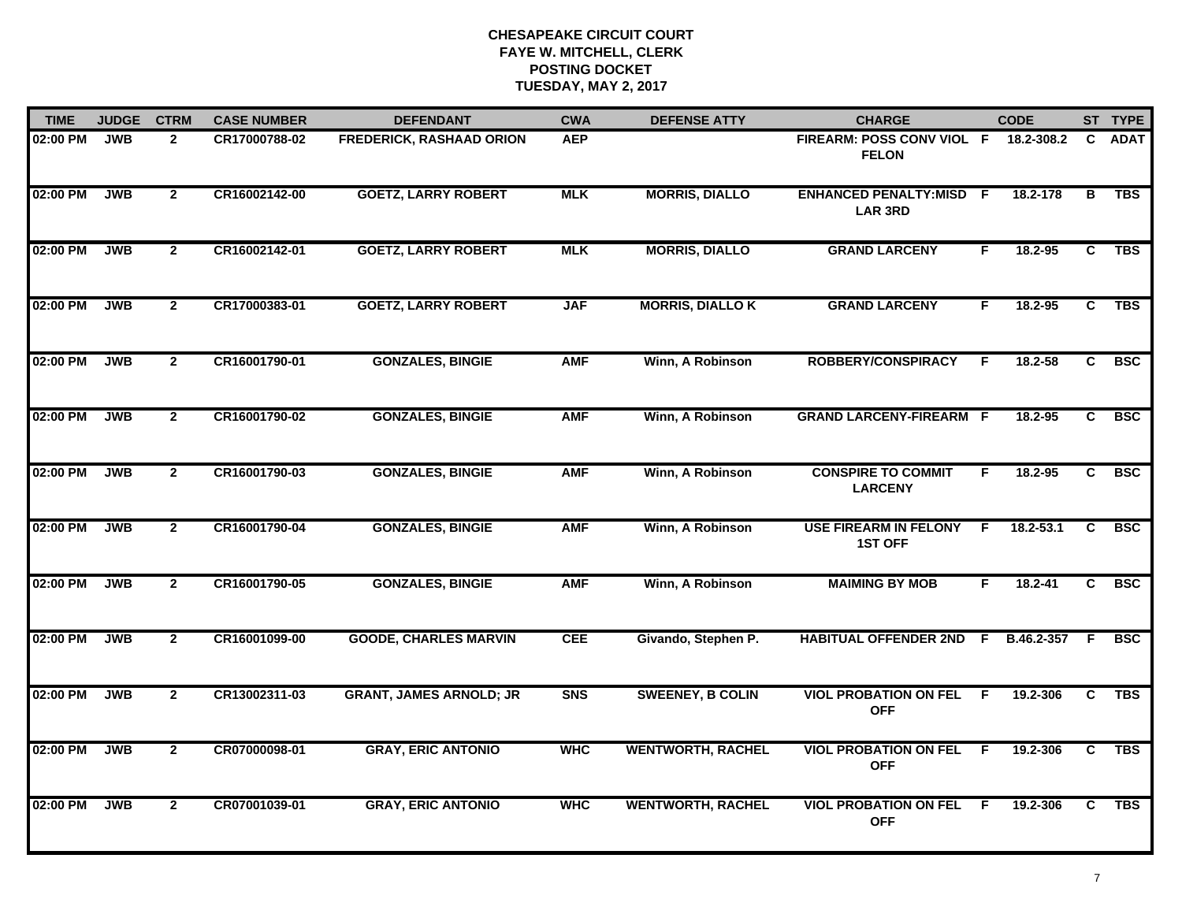# CHESAPEAKE CIRCUIT COURT
## FAYE W. MITCHELL, CLERK
## POSTING DOCKET
## TUESDAY, MAY 2, 2017

| TIME | JUDGE | CTRM | CASE NUMBER | DEFENDANT | CWA | DEFENSE ATTY | CHARGE | | CODE | ST | TYPE |
|---|---|---|---|---|---|---|---|---|---|---|---|
| 02:00 PM | JWB | 2 | CR17000788-02 | FREDERICK, RASHAAD ORION | AEP | | FIREARM: POSS CONV VIOL FELON | F | 18.2-308.2 | C | ADAT |
| 02:00 PM | JWB | 2 | CR16002142-00 | GOETZ, LARRY ROBERT | MLK | MORRIS, DIALLO | ENHANCED PENALTY:MISD LAR 3RD | F | 18.2-178 | B | TBS |
| 02:00 PM | JWB | 2 | CR16002142-01 | GOETZ, LARRY ROBERT | MLK | MORRIS, DIALLO | GRAND LARCENY | F | 18.2-95 | C | TBS |
| 02:00 PM | JWB | 2 | CR17000383-01 | GOETZ, LARRY ROBERT | JAF | MORRIS, DIALLO K | GRAND LARCENY | F | 18.2-95 | C | TBS |
| 02:00 PM | JWB | 2 | CR16001790-01 | GONZALES, BINGIE | AMF | Winn, A Robinson | ROBBERY/CONSPIRACY | F | 18.2-58 | C | BSC |
| 02:00 PM | JWB | 2 | CR16001790-02 | GONZALES, BINGIE | AMF | Winn, A Robinson | GRAND LARCENY-FIREARM | F | 18.2-95 | C | BSC |
| 02:00 PM | JWB | 2 | CR16001790-03 | GONZALES, BINGIE | AMF | Winn, A Robinson | CONSPIRE TO COMMIT LARCENY | F | 18.2-95 | C | BSC |
| 02:00 PM | JWB | 2 | CR16001790-04 | GONZALES, BINGIE | AMF | Winn, A Robinson | USE FIREARM IN FELONY 1ST OFF | F | 18.2-53.1 | C | BSC |
| 02:00 PM | JWB | 2 | CR16001790-05 | GONZALES, BINGIE | AMF | Winn, A Robinson | MAIMING BY MOB | F | 18.2-41 | C | BSC |
| 02:00 PM | JWB | 2 | CR16001099-00 | GOODE, CHARLES MARVIN | CEE | Givando, Stephen P. | HABITUAL OFFENDER 2ND | F | B.46.2-357 | F | BSC |
| 02:00 PM | JWB | 2 | CR13002311-03 | GRANT, JAMES ARNOLD; JR | SNS | SWEENEY, B COLIN | VIOL PROBATION ON FEL OFF | F | 19.2-306 | C | TBS |
| 02:00 PM | JWB | 2 | CR07000098-01 | GRAY, ERIC ANTONIO | WHC | WENTWORTH, RACHEL | VIOL PROBATION ON FEL OFF | F | 19.2-306 | C | TBS |
| 02:00 PM | JWB | 2 | CR07001039-01 | GRAY, ERIC ANTONIO | WHC | WENTWORTH, RACHEL | VIOL PROBATION ON FEL OFF | F | 19.2-306 | C | TBS |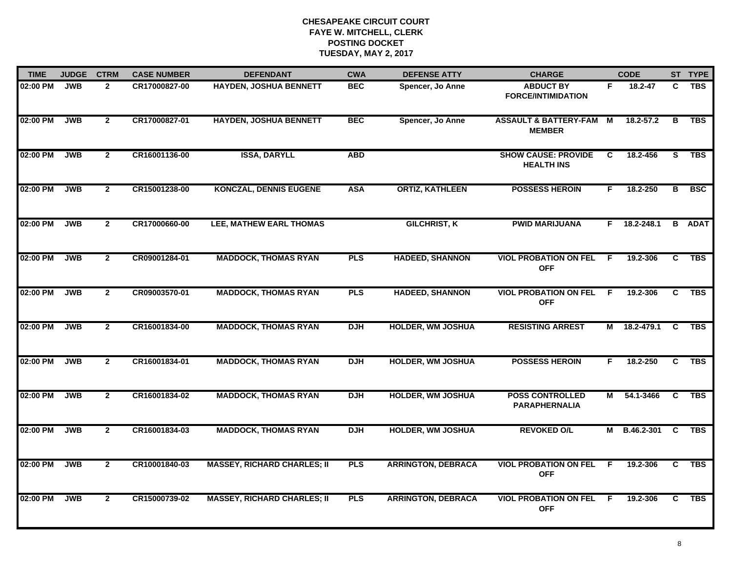# CHESAPEAKE CIRCUIT COURT
## FAYE W. MITCHELL, CLERK
## POSTING DOCKET
## TUESDAY, MAY 2, 2017

| TIME | JUDGE | CTRM | CASE NUMBER | DEFENDANT | CWA | DEFENSE ATTY | CHARGE | | CODE | ST | TYPE |
|---|---|---|---|---|---|---|---|---|---|---|---|
| 02:00 PM | JWB | 2 | CR17000827-00 | HAYDEN, JOSHUA BENNETT | BEC | Spencer, Jo Anne | ABDUCT BY FORCE/INTIMIDATION | F | 18.2-47 | C | TBS |
| 02:00 PM | JWB | 2 | CR17000827-01 | HAYDEN, JOSHUA BENNETT | BEC | Spencer, Jo Anne | ASSAULT & BATTERY-FAM MEMBER | M | 18.2-57.2 | B | TBS |
| 02:00 PM | JWB | 2 | CR16001136-00 | ISSA, DARYLL | ABD | | SHOW CAUSE: PROVIDE HEALTH INS | C | 18.2-456 | S | TBS |
| 02:00 PM | JWB | 2 | CR15001238-00 | KONCZAL, DENNIS EUGENE | ASA | ORTIZ, KATHLEEN | POSSESS HEROIN | F | 18.2-250 | B | BSC |
| 02:00 PM | JWB | 2 | CR17000660-00 | LEE, MATHEW EARL THOMAS | | GILCHRIST, K | PWID MARIJUANA | F | 18.2-248.1 | B | ADAT |
| 02:00 PM | JWB | 2 | CR09001284-01 | MADDOCK, THOMAS RYAN | PLS | HADEED, SHANNON | VIOL PROBATION ON FEL OFF | F | 19.2-306 | C | TBS |
| 02:00 PM | JWB | 2 | CR09003570-01 | MADDOCK, THOMAS RYAN | PLS | HADEED, SHANNON | VIOL PROBATION ON FEL OFF | F | 19.2-306 | C | TBS |
| 02:00 PM | JWB | 2 | CR16001834-00 | MADDOCK, THOMAS RYAN | DJH | HOLDER, WM JOSHUA | RESISTING ARREST | M | 18.2-479.1 | C | TBS |
| 02:00 PM | JWB | 2 | CR16001834-01 | MADDOCK, THOMAS RYAN | DJH | HOLDER, WM JOSHUA | POSSESS HEROIN | F | 18.2-250 | C | TBS |
| 02:00 PM | JWB | 2 | CR16001834-02 | MADDOCK, THOMAS RYAN | DJH | HOLDER, WM JOSHUA | POSS CONTROLLED PARAPHERNALIA | M | 54.1-3466 | C | TBS |
| 02:00 PM | JWB | 2 | CR16001834-03 | MADDOCK, THOMAS RYAN | DJH | HOLDER, WM JOSHUA | REVOKED O/L | M | B.46.2-301 | C | TBS |
| 02:00 PM | JWB | 2 | CR10001840-03 | MASSEY, RICHARD CHARLES; II | PLS | ARRINGTON, DEBRACA | VIOL PROBATION ON FEL OFF | F | 19.2-306 | C | TBS |
| 02:00 PM | JWB | 2 | CR15000739-02 | MASSEY, RICHARD CHARLES; II | PLS | ARRINGTON, DEBRACA | VIOL PROBATION ON FEL OFF | F | 19.2-306 | C | TBS |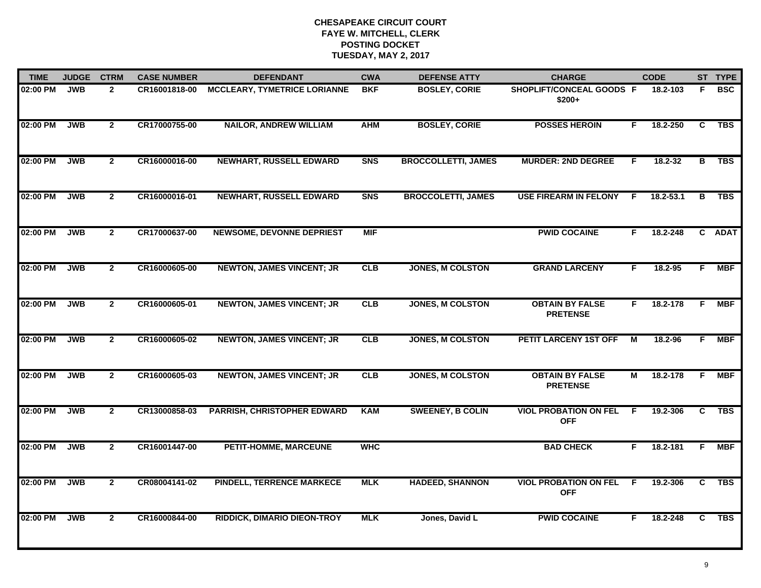# CHESAPEAKE CIRCUIT COURT
## FAYE W. MITCHELL, CLERK
## POSTING DOCKET
## TUESDAY, MAY 2, 2017

| TIME | JUDGE | CTRM | CASE NUMBER | DEFENDANT | CWA | DEFENSE ATTY | CHARGE | | CODE | ST | TYPE |
|---|---|---|---|---|---|---|---|---|---|---|---|
| 02:00 PM | JWB | 2 | CR16001818-00 | MCCLEARY, TYMETRICE LORIANNE | BKF | BOSLEY, CORIE | SHOPLIFT/CONCEAL GOODS $200+ | F | 18.2-103 | F | BSC |
| 02:00 PM | JWB | 2 | CR17000755-00 | NAILOR, ANDREW WILLIAM | AHM | BOSLEY, CORIE | POSSES HEROIN | F | 18.2-250 | C | TBS |
| 02:00 PM | JWB | 2 | CR16000016-00 | NEWHART, RUSSELL EDWARD | SNS | BROCCOLLETTI, JAMES | MURDER: 2ND DEGREE | F | 18.2-32 | B | TBS |
| 02:00 PM | JWB | 2 | CR16000016-01 | NEWHART, RUSSELL EDWARD | SNS | BROCCOLETTI, JAMES | USE FIREARM IN FELONY | F | 18.2-53.1 | B | TBS |
| 02:00 PM | JWB | 2 | CR17000637-00 | NEWSOME, DEVONNE DEPRIEST | MIF | | PWID COCAINE | F | 18.2-248 | C | ADAT |
| 02:00 PM | JWB | 2 | CR16000605-00 | NEWTON, JAMES VINCENT; JR | CLB | JONES, M COLSTON | GRAND LARCENY | F | 18.2-95 | F | MBF |
| 02:00 PM | JWB | 2 | CR16000605-01 | NEWTON, JAMES VINCENT; JR | CLB | JONES, M COLSTON | OBTAIN BY FALSE PRETENSE | F | 18.2-178 | F | MBF |
| 02:00 PM | JWB | 2 | CR16000605-02 | NEWTON, JAMES VINCENT; JR | CLB | JONES, M COLSTON | PETIT LARCENY 1ST OFF | M | 18.2-96 | F | MBF |
| 02:00 PM | JWB | 2 | CR16000605-03 | NEWTON, JAMES VINCENT; JR | CLB | JONES, M COLSTON | OBTAIN BY FALSE PRETENSE | M | 18.2-178 | F | MBF |
| 02:00 PM | JWB | 2 | CR13000858-03 | PARRISH, CHRISTOPHER EDWARD | KAM | SWEENEY, B COLIN | VIOL PROBATION ON FEL OFF | F | 19.2-306 | C | TBS |
| 02:00 PM | JWB | 2 | CR16001447-00 | PETIT-HOMME, MARCEUNE | WHC | | BAD CHECK | F | 18.2-181 | F | MBF |
| 02:00 PM | JWB | 2 | CR08004141-02 | PINDELL, TERRENCE MARKECE | MLK | HADEED, SHANNON | VIOL PROBATION ON FEL OFF | F | 19.2-306 | C | TBS |
| 02:00 PM | JWB | 2 | CR16000844-00 | RIDDICK, DIMARIO DIEON-TROY | MLK | Jones, David L | PWID COCAINE | F | 18.2-248 | C | TBS |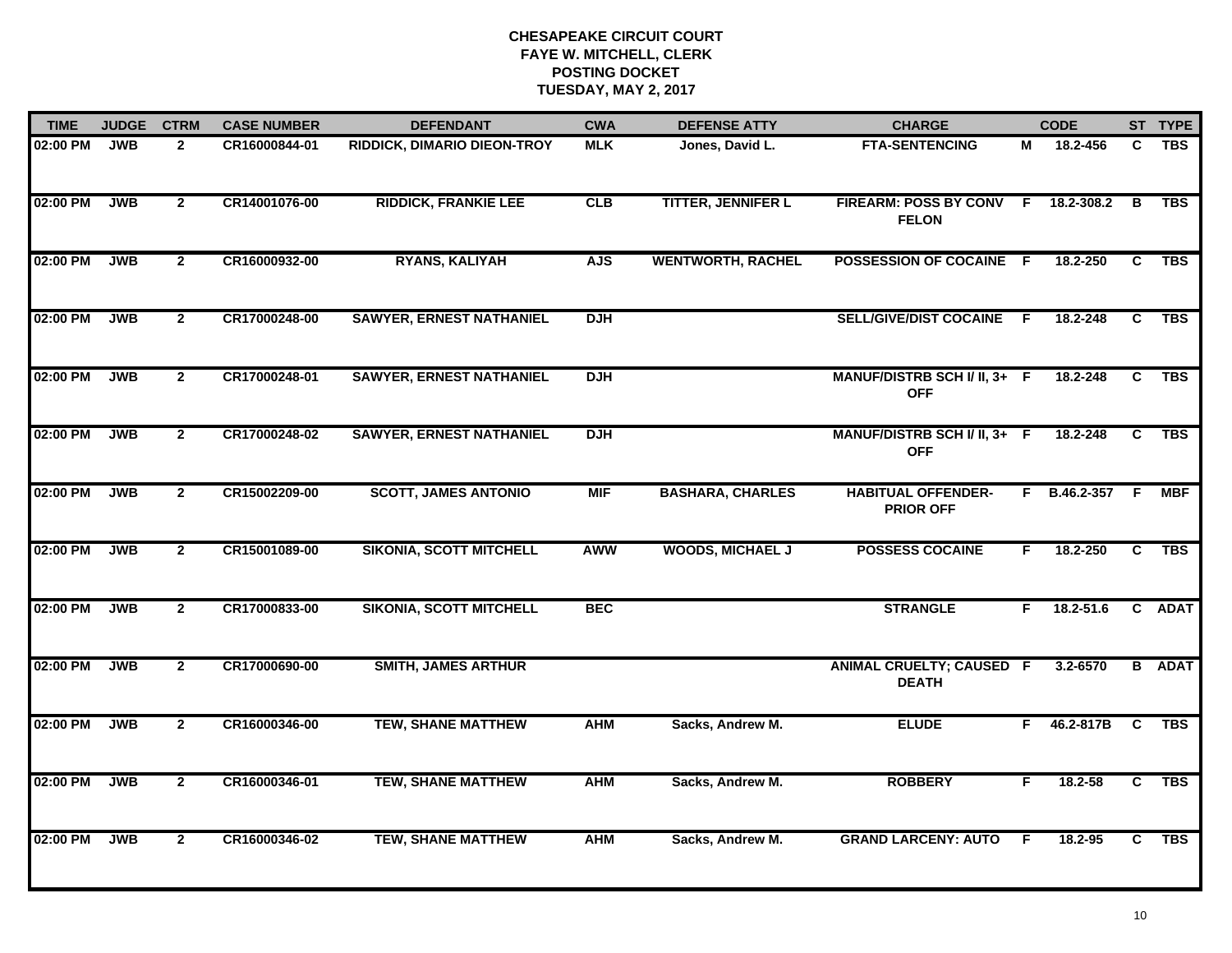**CHESAPEAKE CIRCUIT COURT**
**FAYE W. MITCHELL, CLERK**
**POSTING DOCKET**
**TUESDAY, MAY 2, 2017**

| TIME | JUDGE | CTRM | CASE NUMBER | DEFENDANT | CWA | DEFENSE ATTY | CHARGE | | CODE | ST | TYPE |
|---|---|---|---|---|---|---|---|---|---|---|---|
| 02:00 PM | JWB | 2 | CR16000844-01 | RIDDICK, DIMARIO DIEON-TROY | MLK | Jones, David L. | FTA-SENTENCING | M | 18.2-456 | C | TBS |
| 02:00 PM | JWB | 2 | CR14001076-00 | RIDDICK, FRANKIE LEE | CLB | TITTER, JENNIFER L | FIREARM: POSS BY CONV FELON | F | 18.2-308.2 | B | TBS |
| 02:00 PM | JWB | 2 | CR16000932-00 | RYANS, KALIYAH | AJS | WENTWORTH, RACHEL | POSSESSION OF COCAINE | F | 18.2-250 | C | TBS |
| 02:00 PM | JWB | 2 | CR17000248-00 | SAWYER, ERNEST NATHANIEL | DJH | | SELL/GIVE/DIST COCAINE | F | 18.2-248 | C | TBS |
| 02:00 PM | JWB | 2 | CR17000248-01 | SAWYER, ERNEST NATHANIEL | DJH | | MANUF/DISTRB SCH I/ II, 3+ OFF | F | 18.2-248 | C | TBS |
| 02:00 PM | JWB | 2 | CR17000248-02 | SAWYER, ERNEST NATHANIEL | DJH | | MANUF/DISTRB SCH I/ II, 3+ OFF | F | 18.2-248 | C | TBS |
| 02:00 PM | JWB | 2 | CR15002209-00 | SCOTT, JAMES ANTONIO | MIF | BASHARA, CHARLES | HABITUAL OFFENDER-PRIOR OFF | F | B.46.2-357 | F | MBF |
| 02:00 PM | JWB | 2 | CR15001089-00 | SIKONIA, SCOTT MITCHELL | AWW | WOODS, MICHAEL J | POSSESS COCAINE | F | 18.2-250 | C | TBS |
| 02:00 PM | JWB | 2 | CR17000833-00 | SIKONIA, SCOTT MITCHELL | BEC | | STRANGLE | F | 18.2-51.6 | C | ADAT |
| 02:00 PM | JWB | 2 | CR17000690-00 | SMITH, JAMES ARTHUR | | | ANIMAL CRUELTY; CAUSED DEATH | F | 3.2-6570 | B | ADAT |
| 02:00 PM | JWB | 2 | CR16000346-00 | TEW, SHANE MATTHEW | AHM | Sacks, Andrew M. | ELUDE | F | 46.2-817B | C | TBS |
| 02:00 PM | JWB | 2 | CR16000346-01 | TEW, SHANE MATTHEW | AHM | Sacks, Andrew M. | ROBBERY | F | 18.2-58 | C | TBS |
| 02:00 PM | JWB | 2 | CR16000346-02 | TEW, SHANE MATTHEW | AHM | Sacks, Andrew M. | GRAND LARCENY: AUTO | F | 18.2-95 | C | TBS |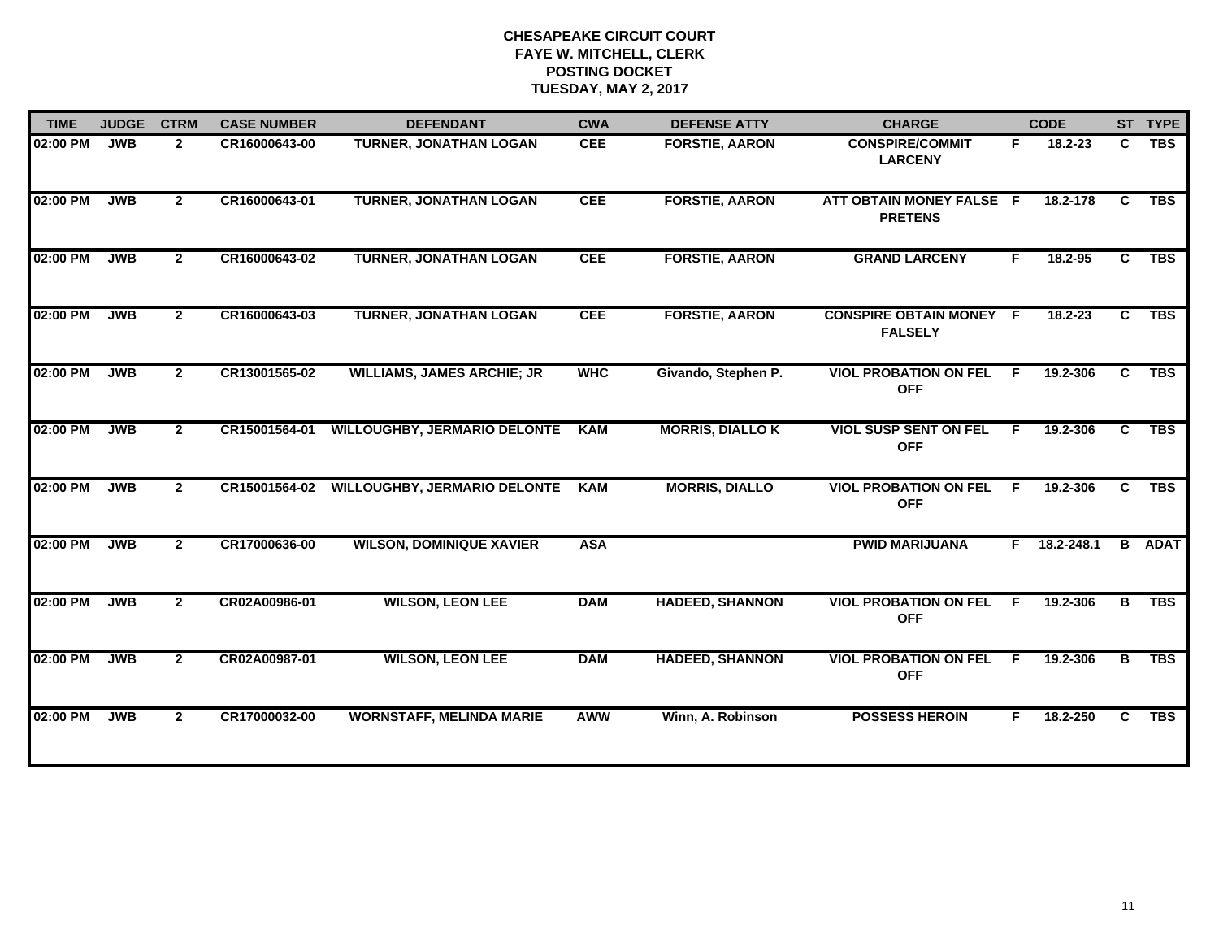# CHESAPEAKE CIRCUIT COURT
## FAYE W. MITCHELL, CLERK
## POSTING DOCKET
## TUESDAY, MAY 2, 2017

| TIME | JUDGE | CTRM | CASE NUMBER | DEFENDANT | CWA | DEFENSE ATTY | CHARGE | | CODE | ST | TYPE |
|---|---|---|---|---|---|---|---|---|---|---|---|
| 02:00 PM | JWB | 2 | CR16000643-00 | TURNER, JONATHAN LOGAN | CEE | FORSTIE, AARON | CONSPIRE/COMMIT LARCENY | F | 18.2-23 | C | TBS |
| 02:00 PM | JWB | 2 | CR16000643-01 | TURNER, JONATHAN LOGAN | CEE | FORSTIE, AARON | ATT OBTAIN MONEY FALSE PRETENS | F | 18.2-178 | C | TBS |
| 02:00 PM | JWB | 2 | CR16000643-02 | TURNER, JONATHAN LOGAN | CEE | FORSTIE, AARON | GRAND LARCENY | F | 18.2-95 | C | TBS |
| 02:00 PM | JWB | 2 | CR16000643-03 | TURNER, JONATHAN LOGAN | CEE | FORSTIE, AARON | CONSPIRE OBTAIN MONEY FALSELY | F | 18.2-23 | C | TBS |
| 02:00 PM | JWB | 2 | CR13001565-02 | WILLIAMS, JAMES ARCHIE; JR | WHC | Givando, Stephen P. | VIOL PROBATION ON FEL OFF | F | 19.2-306 | C | TBS |
| 02:00 PM | JWB | 2 | CR15001564-01 | WILLOUGHBY, JERMARIO DELONTE | KAM | MORRIS, DIALLO K | VIOL SUSP SENT ON FEL OFF | F | 19.2-306 | C | TBS |
| 02:00 PM | JWB | 2 | CR15001564-02 | WILLOUGHBY, JERMARIO DELONTE | KAM | MORRIS, DIALLO | VIOL PROBATION ON FEL OFF | F | 19.2-306 | C | TBS |
| 02:00 PM | JWB | 2 | CR17000636-00 | WILSON, DOMINIQUE XAVIER | ASA | | PWID MARIJUANA | F | 18.2-248.1 | B | ADAT |
| 02:00 PM | JWB | 2 | CR02A00986-01 | WILSON, LEON LEE | DAM | HADEED, SHANNON | VIOL PROBATION ON FEL OFF | F | 19.2-306 | B | TBS |
| 02:00 PM | JWB | 2 | CR02A00987-01 | WILSON, LEON LEE | DAM | HADEED, SHANNON | VIOL PROBATION ON FEL OFF | F | 19.2-306 | B | TBS |
| 02:00 PM | JWB | 2 | CR17000032-00 | WORNSTAFF, MELINDA MARIE | AWW | Winn, A. Robinson | POSSESS HEROIN | F | 18.2-250 | C | TBS |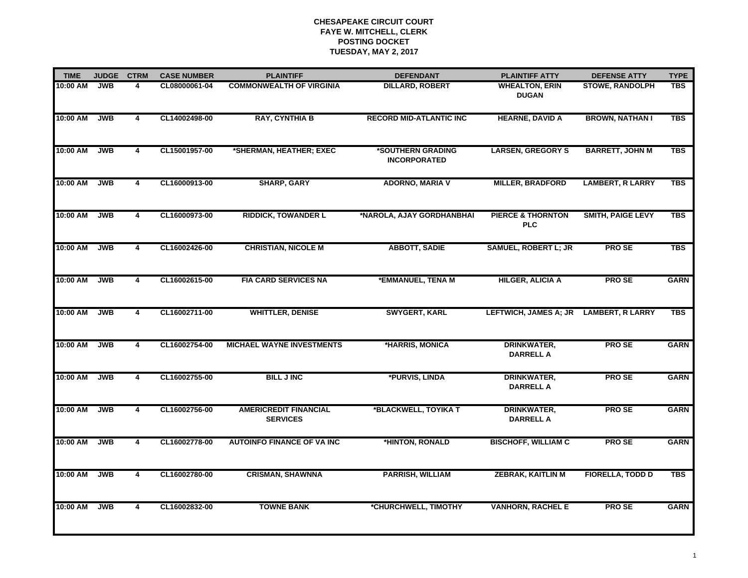**CHESAPEAKE CIRCUIT COURT**
**FAYE W. MITCHELL, CLERK**
**POSTING DOCKET**
**TUESDAY, MAY 2, 2017**

| TIME | JUDGE | CTRM | CASE NUMBER | PLAINTIFF | DEFENDANT | PLAINTIFF ATTY | DEFENSE ATTY | TYPE |
|---|---|---|---|---|---|---|---|---|
| 10:00 AM | JWB | 4 | CL08000061-04 | COMMONWEALTH OF VIRGINIA | DILLARD, ROBERT | WHEALTON, ERIN DUGAN | STOWE, RANDOLPH | TBS |
| 10:00 AM | JWB | 4 | CL14002498-00 | RAY, CYNTHIA B | RECORD MID-ATLANTIC INC | HEARNE, DAVID A | BROWN, NATHAN I | TBS |
| 10:00 AM | JWB | 4 | CL15001957-00 | *SHERMAN, HEATHER; EXEC | *SOUTHERN GRADING INCORPORATED | LARSEN, GREGORY S | BARRETT, JOHN M | TBS |
| 10:00 AM | JWB | 4 | CL16000913-00 | SHARP, GARY | ADORNO, MARIA V | MILLER, BRADFORD | LAMBERT, R LARRY | TBS |
| 10:00 AM | JWB | 4 | CL16000973-00 | RIDDICK, TOWANDER L | *NAROLA, AJAY GORDHANBHAI | PIERCE & THORNTON PLC | SMITH, PAIGE LEVY | TBS |
| 10:00 AM | JWB | 4 | CL16002426-00 | CHRISTIAN, NICOLE M | ABBOTT, SADIE | SAMUEL, ROBERT L; JR | PRO SE | TBS |
| 10:00 AM | JWB | 4 | CL16002615-00 | FIA CARD SERVICES NA | *EMMANUEL, TENA M | HILGER, ALICIA A | PRO SE | GARN |
| 10:00 AM | JWB | 4 | CL16002711-00 | WHITTLER, DENISE | SWYGERT, KARL | LEFTWICH, JAMES A; JR | LAMBERT, R LARRY | TBS |
| 10:00 AM | JWB | 4 | CL16002754-00 | MICHAEL WAYNE INVESTMENTS | *HARRIS, MONICA | DRINKWATER, DARRELL A | PRO SE | GARN |
| 10:00 AM | JWB | 4 | CL16002755-00 | BILL J INC | *PURVIS, LINDA | DRINKWATER, DARRELL A | PRO SE | GARN |
| 10:00 AM | JWB | 4 | CL16002756-00 | AMERICREDIT FINANCIAL SERVICES | *BLACKWELL, TOYIKA T | DRINKWATER, DARRELL A | PRO SE | GARN |
| 10:00 AM | JWB | 4 | CL16002778-00 | AUTOINFO FINANCE OF VA INC | *HINTON, RONALD | BISCHOFF, WILLIAM C | PRO SE | GARN |
| 10:00 AM | JWB | 4 | CL16002780-00 | CRISMAN, SHAWNNA | PARRISH, WILLIAM | ZEBRAK, KAITLIN M | FIORELLA, TODD D | TBS |
| 10:00 AM | JWB | 4 | CL16002832-00 | TOWNE BANK | *CHURCHWELL, TIMOTHY | VANHORN, RACHEL E | PRO SE | GARN |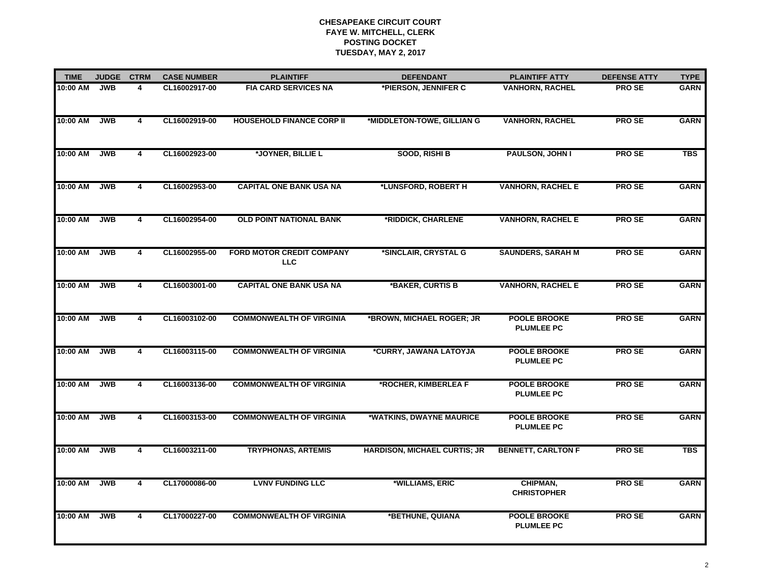**CHESAPEAKE CIRCUIT COURT**
**FAYE W. MITCHELL, CLERK**
**POSTING DOCKET**
**TUESDAY, MAY 2, 2017**

| TIME | JUDGE | CTRM | CASE NUMBER | PLAINTIFF | DEFENDANT | PLAINTIFF ATTY | DEFENSE ATTY | TYPE |
|---|---|---|---|---|---|---|---|---|
| 10:00 AM | JWB | 4 | CL16002917-00 | FIA CARD SERVICES NA | *PIERSON, JENNIFER C | VANHORN, RACHEL | PRO SE | GARN |
| 10:00 AM | JWB | 4 | CL16002919-00 | HOUSEHOLD FINANCE CORP II | *MIDDLETON-TOWE, GILLIAN G | VANHORN, RACHEL | PRO SE | GARN |
| 10:00 AM | JWB | 4 | CL16002923-00 | *JOYNER, BILLIE L | SOOD, RISHI B | PAULSON, JOHN I | PRO SE | TBS |
| 10:00 AM | JWB | 4 | CL16002953-00 | CAPITAL ONE BANK USA NA | *LUNSFORD, ROBERT H | VANHORN, RACHEL E | PRO SE | GARN |
| 10:00 AM | JWB | 4 | CL16002954-00 | OLD POINT NATIONAL BANK | *RIDDICK, CHARLENE | VANHORN, RACHEL E | PRO SE | GARN |
| 10:00 AM | JWB | 4 | CL16002955-00 | FORD MOTOR CREDIT COMPANY LLC | *SINCLAIR, CRYSTAL G | SAUNDERS, SARAH M | PRO SE | GARN |
| 10:00 AM | JWB | 4 | CL16003001-00 | CAPITAL ONE BANK USA NA | *BAKER, CURTIS B | VANHORN, RACHEL E | PRO SE | GARN |
| 10:00 AM | JWB | 4 | CL16003102-00 | COMMONWEALTH OF VIRGINIA | *BROWN, MICHAEL ROGER; JR | POOLE BROOKE PLUMLEE PC | PRO SE | GARN |
| 10:00 AM | JWB | 4 | CL16003115-00 | COMMONWEALTH OF VIRGINIA | *CURRY, JAWANA LATOYJA | POOLE BROOKE PLUMLEE PC | PRO SE | GARN |
| 10:00 AM | JWB | 4 | CL16003136-00 | COMMONWEALTH OF VIRGINIA | *ROCHER, KIMBERLEA F | POOLE BROOKE PLUMLEE PC | PRO SE | GARN |
| 10:00 AM | JWB | 4 | CL16003153-00 | COMMONWEALTH OF VIRGINIA | *WATKINS, DWAYNE MAURICE | POOLE BROOKE PLUMLEE PC | PRO SE | GARN |
| 10:00 AM | JWB | 4 | CL16003211-00 | TRYPHONAS, ARTEMIS | HARDISON, MICHAEL CURTIS; JR | BENNETT, CARLTON F | PRO SE | TBS |
| 10:00 AM | JWB | 4 | CL17000086-00 | LVNV FUNDING LLC | *WILLIAMS, ERIC | CHIPMAN, CHRISTOPHER | PRO SE | GARN |
| 10:00 AM | JWB | 4 | CL17000227-00 | COMMONWEALTH OF VIRGINIA | *BETHUNE, QUIANA | POOLE BROOKE PLUMLEE PC | PRO SE | GARN |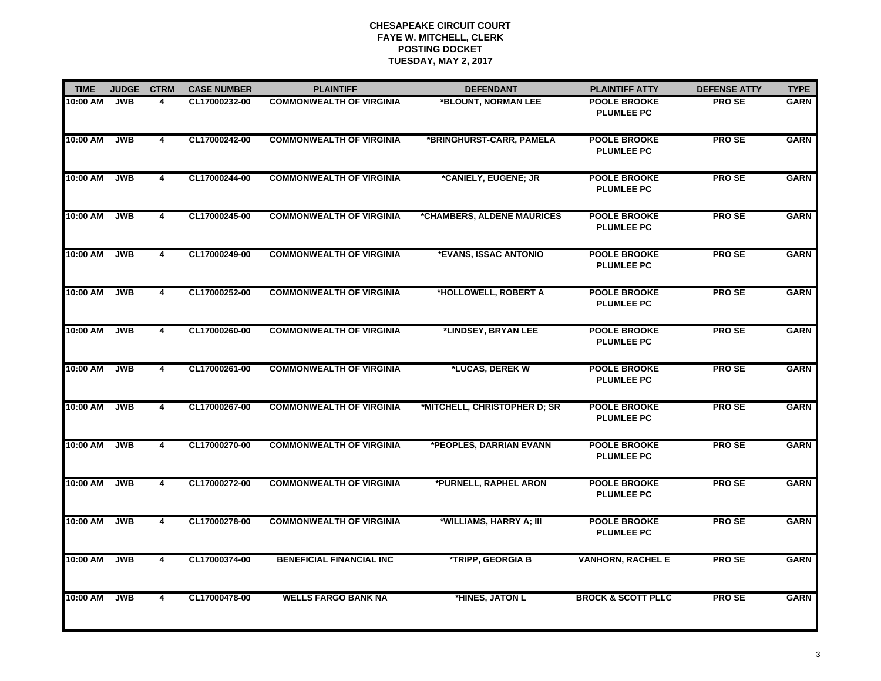# CHESAPEAKE CIRCUIT COURT
## FAYE W. MITCHELL, CLERK
## POSTING DOCKET
## TUESDAY, MAY 2, 2017

| TIME | JUDGE | CTRM | CASE NUMBER | PLAINTIFF | DEFENDANT | PLAINTIFF ATTY | DEFENSE ATTY | TYPE |
|---|---|---|---|---|---|---|---|---|
| 10:00 AM | JWB | 4 | CL17000232-00 | COMMONWEALTH OF VIRGINIA | *BLOUNT, NORMAN LEE | POOLE BROOKE PLUMLEE PC | PRO SE | GARN |
| 10:00 AM | JWB | 4 | CL17000242-00 | COMMONWEALTH OF VIRGINIA | *BRINGHURST-CARR, PAMELA | POOLE BROOKE PLUMLEE PC | PRO SE | GARN |
| 10:00 AM | JWB | 4 | CL17000244-00 | COMMONWEALTH OF VIRGINIA | *CANIELY, EUGENE; JR | POOLE BROOKE PLUMLEE PC | PRO SE | GARN |
| 10:00 AM | JWB | 4 | CL17000245-00 | COMMONWEALTH OF VIRGINIA | *CHAMBERS, ALDENE MAURICES | POOLE BROOKE PLUMLEE PC | PRO SE | GARN |
| 10:00 AM | JWB | 4 | CL17000249-00 | COMMONWEALTH OF VIRGINIA | *EVANS, ISSAC ANTONIO | POOLE BROOKE PLUMLEE PC | PRO SE | GARN |
| 10:00 AM | JWB | 4 | CL17000252-00 | COMMONWEALTH OF VIRGINIA | *HOLLOWELL, ROBERT A | POOLE BROOKE PLUMLEE PC | PRO SE | GARN |
| 10:00 AM | JWB | 4 | CL17000260-00 | COMMONWEALTH OF VIRGINIA | *LINDSEY, BRYAN LEE | POOLE BROOKE PLUMLEE PC | PRO SE | GARN |
| 10:00 AM | JWB | 4 | CL17000261-00 | COMMONWEALTH OF VIRGINIA | *LUCAS, DEREK W | POOLE BROOKE PLUMLEE PC | PRO SE | GARN |
| 10:00 AM | JWB | 4 | CL17000267-00 | COMMONWEALTH OF VIRGINIA | *MITCHELL, CHRISTOPHER D; SR | POOLE BROOKE PLUMLEE PC | PRO SE | GARN |
| 10:00 AM | JWB | 4 | CL17000270-00 | COMMONWEALTH OF VIRGINIA | *PEOPLES, DARRIAN EVANN | POOLE BROOKE PLUMLEE PC | PRO SE | GARN |
| 10:00 AM | JWB | 4 | CL17000272-00 | COMMONWEALTH OF VIRGINIA | *PURNELL, RAPHEL ARON | POOLE BROOKE PLUMLEE PC | PRO SE | GARN |
| 10:00 AM | JWB | 4 | CL17000278-00 | COMMONWEALTH OF VIRGINIA | *WILLIAMS, HARRY A; III | POOLE BROOKE PLUMLEE PC | PRO SE | GARN |
| 10:00 AM | JWB | 4 | CL17000374-00 | BENEFICIAL FINANCIAL INC | *TRIPP, GEORGIA B | VANHORN, RACHEL E | PRO SE | GARN |
| 10:00 AM | JWB | 4 | CL17000478-00 | WELLS FARGO BANK NA | *HINES, JATON L | BROCK & SCOTT PLLC | PRO SE | GARN |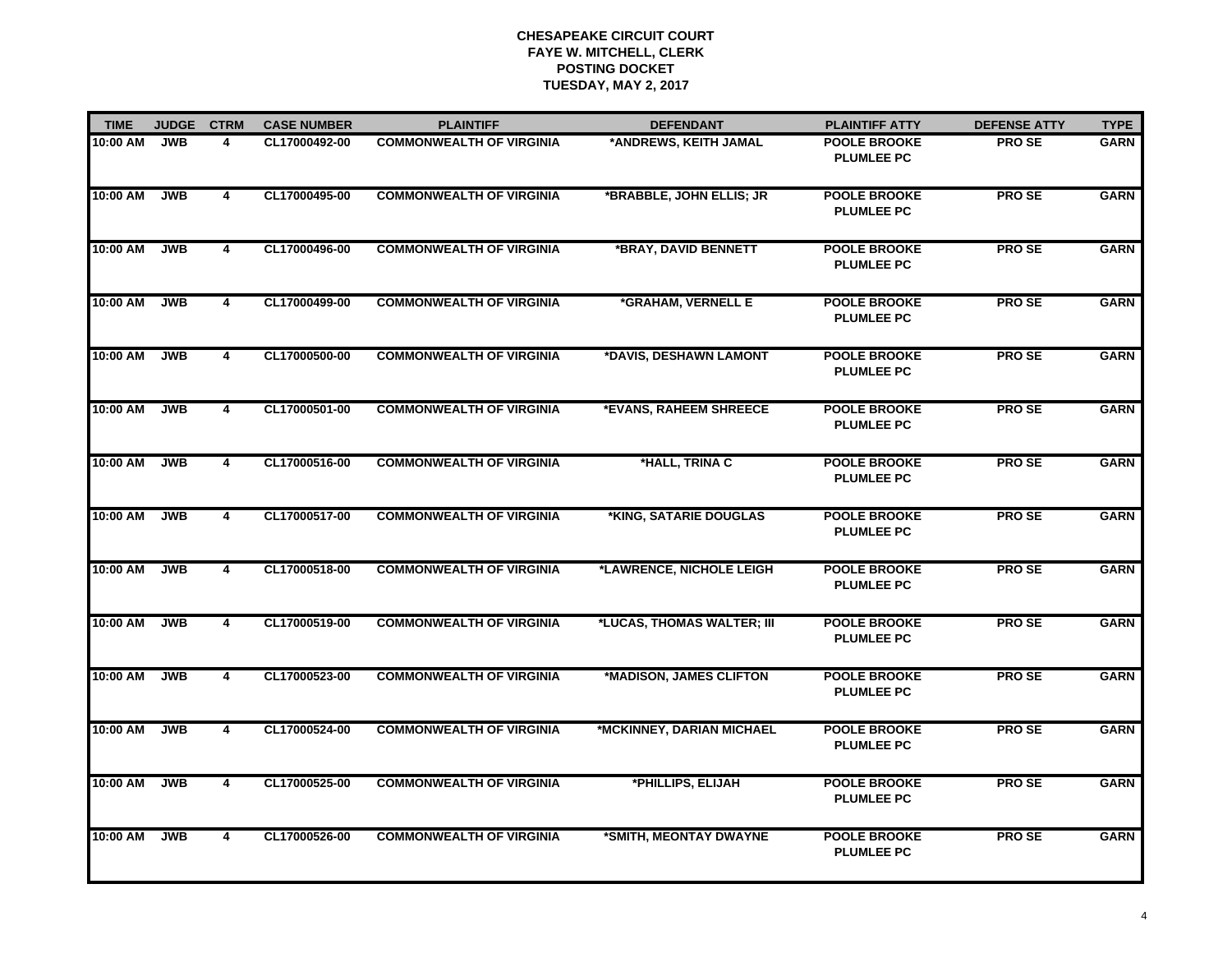**CHESAPEAKE CIRCUIT COURT**
**FAYE W. MITCHELL, CLERK**
**POSTING DOCKET**
**TUESDAY, MAY 2, 2017**

| TIME | JUDGE | CTRM | CASE NUMBER | PLAINTIFF | DEFENDANT | PLAINTIFF ATTY | DEFENSE ATTY | TYPE |
|---|---|---|---|---|---|---|---|---|
| 10:00 AM | JWB | 4 | CL17000492-00 | COMMONWEALTH OF VIRGINIA | *ANDREWS, KEITH JAMAL | POOLE BROOKE PLUMLEE PC | PRO SE | GARN |
| 10:00 AM | JWB | 4 | CL17000495-00 | COMMONWEALTH OF VIRGINIA | *BRABBLE, JOHN ELLIS; JR | POOLE BROOKE PLUMLEE PC | PRO SE | GARN |
| 10:00 AM | JWB | 4 | CL17000496-00 | COMMONWEALTH OF VIRGINIA | *BRAY, DAVID BENNETT | POOLE BROOKE PLUMLEE PC | PRO SE | GARN |
| 10:00 AM | JWB | 4 | CL17000499-00 | COMMONWEALTH OF VIRGINIA | *GRAHAM, VERNELL E | POOLE BROOKE PLUMLEE PC | PRO SE | GARN |
| 10:00 AM | JWB | 4 | CL17000500-00 | COMMONWEALTH OF VIRGINIA | *DAVIS, DESHAWN LAMONT | POOLE BROOKE PLUMLEE PC | PRO SE | GARN |
| 10:00 AM | JWB | 4 | CL17000501-00 | COMMONWEALTH OF VIRGINIA | *EVANS, RAHEEM SHREECE | POOLE BROOKE PLUMLEE PC | PRO SE | GARN |
| 10:00 AM | JWB | 4 | CL17000516-00 | COMMONWEALTH OF VIRGINIA | *HALL, TRINA C | POOLE BROOKE PLUMLEE PC | PRO SE | GARN |
| 10:00 AM | JWB | 4 | CL17000517-00 | COMMONWEALTH OF VIRGINIA | *KING, SATARIE DOUGLAS | POOLE BROOKE PLUMLEE PC | PRO SE | GARN |
| 10:00 AM | JWB | 4 | CL17000518-00 | COMMONWEALTH OF VIRGINIA | *LAWRENCE, NICHOLE LEIGH | POOLE BROOKE PLUMLEE PC | PRO SE | GARN |
| 10:00 AM | JWB | 4 | CL17000519-00 | COMMONWEALTH OF VIRGINIA | *LUCAS, THOMAS WALTER; III | POOLE BROOKE PLUMLEE PC | PRO SE | GARN |
| 10:00 AM | JWB | 4 | CL17000523-00 | COMMONWEALTH OF VIRGINIA | *MADISON, JAMES CLIFTON | POOLE BROOKE PLUMLEE PC | PRO SE | GARN |
| 10:00 AM | JWB | 4 | CL17000524-00 | COMMONWEALTH OF VIRGINIA | *MCKINNEY, DARIAN MICHAEL | POOLE BROOKE PLUMLEE PC | PRO SE | GARN |
| 10:00 AM | JWB | 4 | CL17000525-00 | COMMONWEALTH OF VIRGINIA | *PHILLIPS, ELIJAH | POOLE BROOKE PLUMLEE PC | PRO SE | GARN |
| 10:00 AM | JWB | 4 | CL17000526-00 | COMMONWEALTH OF VIRGINIA | *SMITH, MEONTAY DWAYNE | POOLE BROOKE PLUMLEE PC | PRO SE | GARN |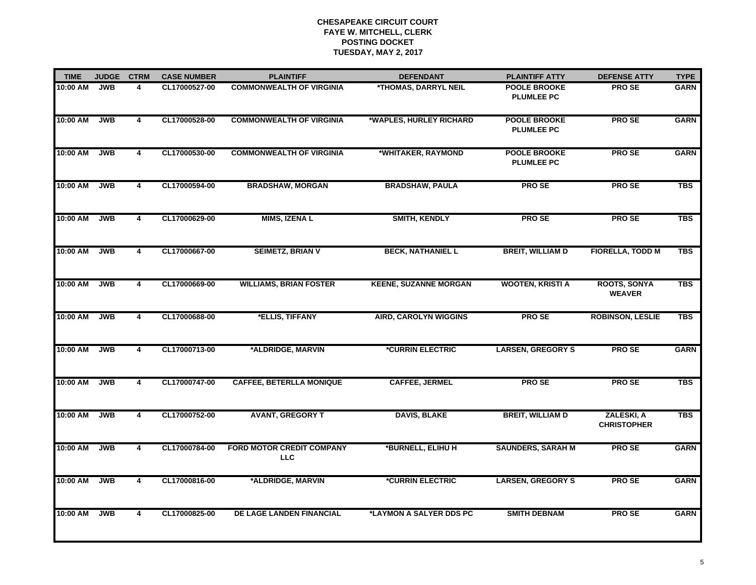**CHESAPEAKE CIRCUIT COURT**
**FAYE W. MITCHELL, CLERK**
**POSTING DOCKET**
**TUESDAY, MAY 2, 2017**

| TIME | JUDGE | CTRM | CASE NUMBER | PLAINTIFF | DEFENDANT | PLAINTIFF ATTY | DEFENSE ATTY | TYPE |
|---|---|---|---|---|---|---|---|---|
| 10:00 AM | JWB | 4 | CL17000527-00 | COMMONWEALTH OF VIRGINIA | *THOMAS, DARRYL NEIL | POOLE BROOKE PLUMLEE PC | PRO SE | GARN |
| 10:00 AM | JWB | 4 | CL17000528-00 | COMMONWEALTH OF VIRGINIA | *WAPLES, HURLEY RICHARD | POOLE BROOKE PLUMLEE PC | PRO SE | GARN |
| 10:00 AM | JWB | 4 | CL17000530-00 | COMMONWEALTH OF VIRGINIA | *WHITAKER, RAYMOND | POOLE BROOKE PLUMLEE PC | PRO SE | GARN |
| 10:00 AM | JWB | 4 | CL17000594-00 | BRADSHAW, MORGAN | BRADSHAW, PAULA | PRO SE | PRO SE | TBS |
| 10:00 AM | JWB | 4 | CL17000629-00 | MIMS, IZENA L | SMITH, KENDLY | PRO SE | PRO SE | TBS |
| 10:00 AM | JWB | 4 | CL17000667-00 | SEIMETZ, BRIAN V | BECK, NATHANIEL L | BREIT, WILLIAM D | FIORELLA, TODD M | TBS |
| 10:00 AM | JWB | 4 | CL17000669-00 | WILLIAMS, BRIAN FOSTER | KEENE, SUZANNE MORGAN | WOOTEN, KRISTI A | ROOTS, SONYA WEAVER | TBS |
| 10:00 AM | JWB | 4 | CL17000688-00 | *ELLIS, TIFFANY | AIRD, CAROLYN WIGGINS | PRO SE | ROBINSON, LESLIE | TBS |
| 10:00 AM | JWB | 4 | CL17000713-00 | *ALDRIDGE, MARVIN | *CURRIN ELECTRIC | LARSEN, GREGORY S | PRO SE | GARN |
| 10:00 AM | JWB | 4 | CL17000747-00 | CAFFEE, BETERLLA MONIQUE | CAFFEE, JERMEL | PRO SE | PRO SE | TBS |
| 10:00 AM | JWB | 4 | CL17000752-00 | AVANT, GREGORY T | DAVIS, BLAKE | BREIT, WILLIAM D | ZALESKI, A CHRISTOPHER | TBS |
| 10:00 AM | JWB | 4 | CL17000784-00 | FORD MOTOR CREDIT COMPANY LLC | *BURNELL, ELIHU H | SAUNDERS, SARAH M | PRO SE | GARN |
| 10:00 AM | JWB | 4 | CL17000816-00 | *ALDRIDGE, MARVIN | *CURRIN ELECTRIC | LARSEN, GREGORY S | PRO SE | GARN |
| 10:00 AM | JWB | 4 | CL17000825-00 | DE LAGE LANDEN FINANCIAL | *LAYMON A SALYER DDS PC | SMITH DEBNAM | PRO SE | GARN |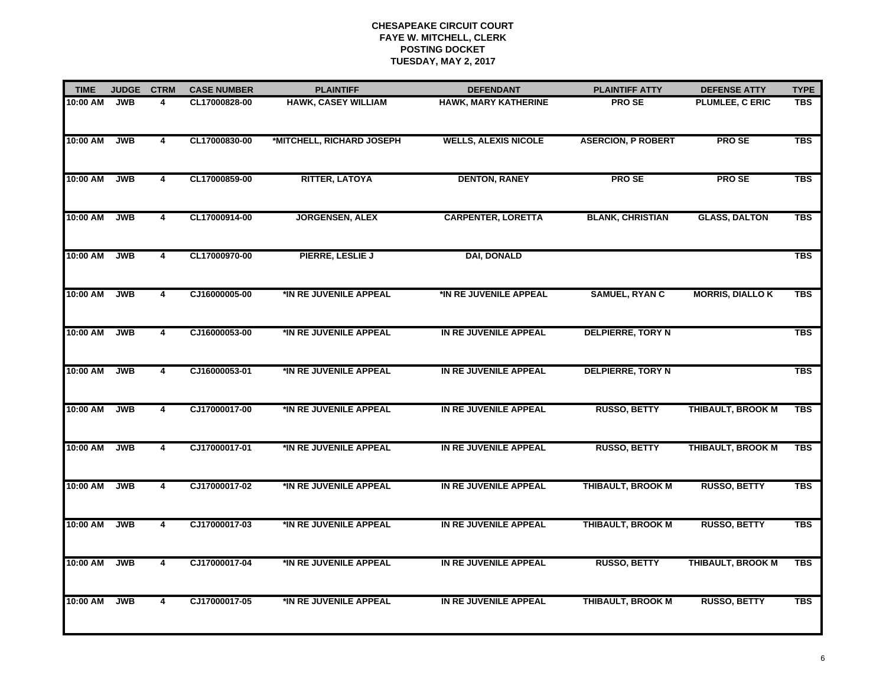**CHESAPEAKE CIRCUIT COURT**
**FAYE W. MITCHELL, CLERK**
**POSTING DOCKET**
**TUESDAY, MAY 2, 2017**

| TIME | JUDGE | CTRM | CASE NUMBER | PLAINTIFF | DEFENDANT | PLAINTIFF ATTY | DEFENSE ATTY | TYPE |
|---|---|---|---|---|---|---|---|---|
| 10:00 AM | JWB | 4 | CL17000828-00 | HAWK, CASEY WILLIAM | HAWK, MARY KATHERINE | PRO SE | PLUMLEE, C ERIC | TBS |
| 10:00 AM | JWB | 4 | CL17000830-00 | *MITCHELL, RICHARD JOSEPH | WELLS, ALEXIS NICOLE | ASERCION, P ROBERT | PRO SE | TBS |
| 10:00 AM | JWB | 4 | CL17000859-00 | RITTER, LATOYA | DENTON, RANEY | PRO SE | PRO SE | TBS |
| 10:00 AM | JWB | 4 | CL17000914-00 | JORGENSEN, ALEX | CARPENTER, LORETTA | BLANK, CHRISTIAN | GLASS, DALTON | TBS |
| 10:00 AM | JWB | 4 | CL17000970-00 | PIERRE, LESLIE J | DAI, DONALD | | | TBS |
| 10:00 AM | JWB | 4 | CJ16000005-00 | *IN RE JUVENILE APPEAL | *IN RE JUVENILE APPEAL | SAMUEL, RYAN C | MORRIS, DIALLO K | TBS |
| 10:00 AM | JWB | 4 | CJ16000053-00 | *IN RE JUVENILE APPEAL | IN RE JUVENILE APPEAL | DELPIERRE, TORY N | | TBS |
| 10:00 AM | JWB | 4 | CJ16000053-01 | *IN RE JUVENILE APPEAL | IN RE JUVENILE APPEAL | DELPIERRE, TORY N | | TBS |
| 10:00 AM | JWB | 4 | CJ17000017-00 | *IN RE JUVENILE APPEAL | IN RE JUVENILE APPEAL | RUSSO, BETTY | THIBAULT, BROOK M | TBS |
| 10:00 AM | JWB | 4 | CJ17000017-01 | *IN RE JUVENILE APPEAL | IN RE JUVENILE APPEAL | RUSSO, BETTY | THIBAULT, BROOK M | TBS |
| 10:00 AM | JWB | 4 | CJ17000017-02 | *IN RE JUVENILE APPEAL | IN RE JUVENILE APPEAL | THIBAULT, BROOK M | RUSSO, BETTY | TBS |
| 10:00 AM | JWB | 4 | CJ17000017-03 | *IN RE JUVENILE APPEAL | IN RE JUVENILE APPEAL | THIBAULT, BROOK M | RUSSO, BETTY | TBS |
| 10:00 AM | JWB | 4 | CJ17000017-04 | *IN RE JUVENILE APPEAL | IN RE JUVENILE APPEAL | RUSSO, BETTY | THIBAULT, BROOK M | TBS |
| 10:00 AM | JWB | 4 | CJ17000017-05 | *IN RE JUVENILE APPEAL | IN RE JUVENILE APPEAL | THIBAULT, BROOK M | RUSSO, BETTY | TBS |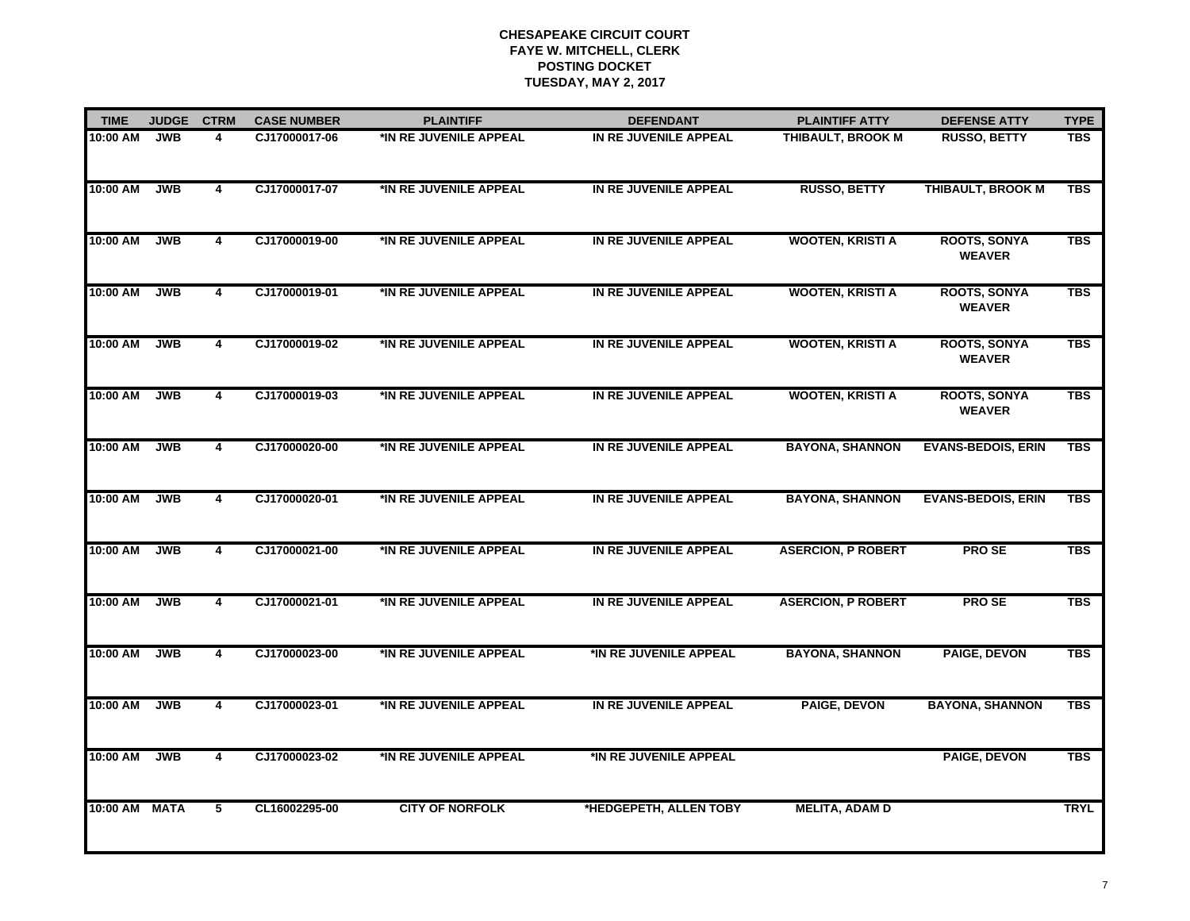**CHESAPEAKE CIRCUIT COURT**
**FAYE W. MITCHELL, CLERK**
**POSTING DOCKET**
**TUESDAY, MAY 2, 2017**

| TIME | JUDGE | CTRM | CASE NUMBER | PLAINTIFF | DEFENDANT | PLAINTIFF ATTY | DEFENSE ATTY | TYPE |
|---|---|---|---|---|---|---|---|---|
| 10:00 AM | JWB | 4 | CJ17000017-06 | *IN RE JUVENILE APPEAL | IN RE JUVENILE APPEAL | THIBAULT, BROOK M | RUSSO, BETTY | TBS |
| 10:00 AM | JWB | 4 | CJ17000017-07 | *IN RE JUVENILE APPEAL | IN RE JUVENILE APPEAL | RUSSO, BETTY | THIBAULT, BROOK M | TBS |
| 10:00 AM | JWB | 4 | CJ17000019-00 | *IN RE JUVENILE APPEAL | IN RE JUVENILE APPEAL | WOOTEN, KRISTI A | ROOTS, SONYA WEAVER | TBS |
| 10:00 AM | JWB | 4 | CJ17000019-01 | *IN RE JUVENILE APPEAL | IN RE JUVENILE APPEAL | WOOTEN, KRISTI A | ROOTS, SONYA WEAVER | TBS |
| 10:00 AM | JWB | 4 | CJ17000019-02 | *IN RE JUVENILE APPEAL | IN RE JUVENILE APPEAL | WOOTEN, KRISTI A | ROOTS, SONYA WEAVER | TBS |
| 10:00 AM | JWB | 4 | CJ17000019-03 | *IN RE JUVENILE APPEAL | IN RE JUVENILE APPEAL | WOOTEN, KRISTI A | ROOTS, SONYA WEAVER | TBS |
| 10:00 AM | JWB | 4 | CJ17000020-00 | *IN RE JUVENILE APPEAL | IN RE JUVENILE APPEAL | BAYONA, SHANNON | EVANS-BEDOIS, ERIN | TBS |
| 10:00 AM | JWB | 4 | CJ17000020-01 | *IN RE JUVENILE APPEAL | IN RE JUVENILE APPEAL | BAYONA, SHANNON | EVANS-BEDOIS, ERIN | TBS |
| 10:00 AM | JWB | 4 | CJ17000021-00 | *IN RE JUVENILE APPEAL | IN RE JUVENILE APPEAL | ASERCION, P ROBERT | PRO SE | TBS |
| 10:00 AM | JWB | 4 | CJ17000021-01 | *IN RE JUVENILE APPEAL | IN RE JUVENILE APPEAL | ASERCION, P ROBERT | PRO SE | TBS |
| 10:00 AM | JWB | 4 | CJ17000023-00 | *IN RE JUVENILE APPEAL | *IN RE JUVENILE APPEAL | BAYONA, SHANNON | PAIGE, DEVON | TBS |
| 10:00 AM | JWB | 4 | CJ17000023-01 | *IN RE JUVENILE APPEAL | IN RE JUVENILE APPEAL | PAIGE, DEVON | BAYONA, SHANNON | TBS |
| 10:00 AM | JWB | 4 | CJ17000023-02 | *IN RE JUVENILE APPEAL | *IN RE JUVENILE APPEAL | | PAIGE, DEVON | TBS |
| 10:00 AM | MATA | 5 | CL16002295-00 | CITY OF NORFOLK | *HEDGEPETH, ALLEN TOBY | MELITA, ADAM D | | TRYL |